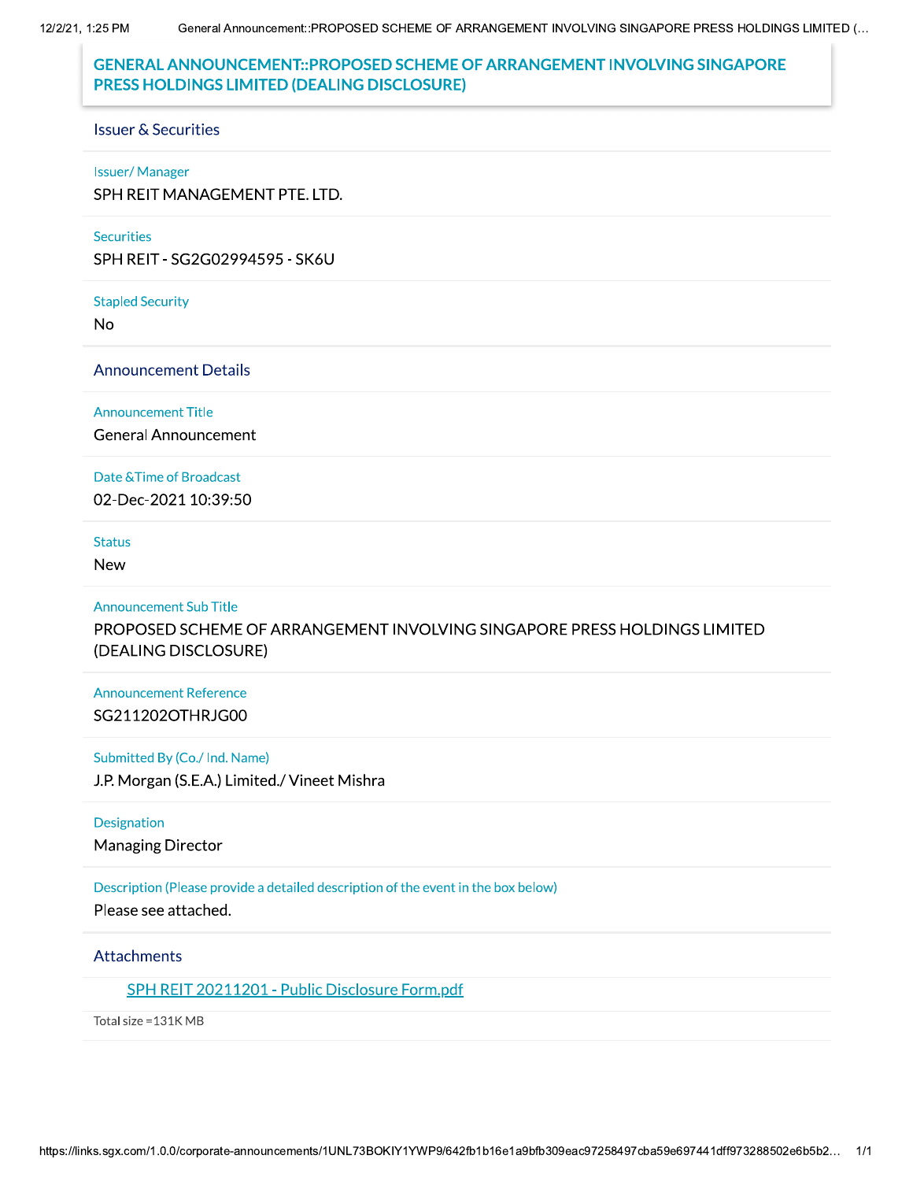# GENERAL ANNOUNCEMENT::PROPOSED SCHEME OF ARRANGEMENT INVOLVING SINGAPORE PRESS HOLDINGS LIMITED (DEALING DISCLOSURE)

## Issuer & Securities

Issuer/ Manager

SPH REIT MANAGEMENT PTE. LTD.

Securities

SPH REIT - SG2G02994595 - SK6U

Stapled Security

No

## Announcement Details

Announcement Title

General Announcement

Date &Time of Broadcast

02-Dec-2021 10:39:50

Status

New

Announcement Sub Title

PROPOSED SCHEME OF ARRANGEMENT INVOLVING SINGAPORE PRESS HOLDINGS LIMITED (DEALING DISCLOSURE)

Announcement Reference

SG211202OTHRJG00

Submitted By (Co./ Ind. Name)

J.P. Morgan (S.E.A.) Limited./ Vineet Mishra

Designation

Managing Director

Description (Please provide a detailed description of the event in the box below)

Please see attached.

## Attachments

SPH REIT 20211201 - Public Disclosure Form.pdf

Total size =131K MB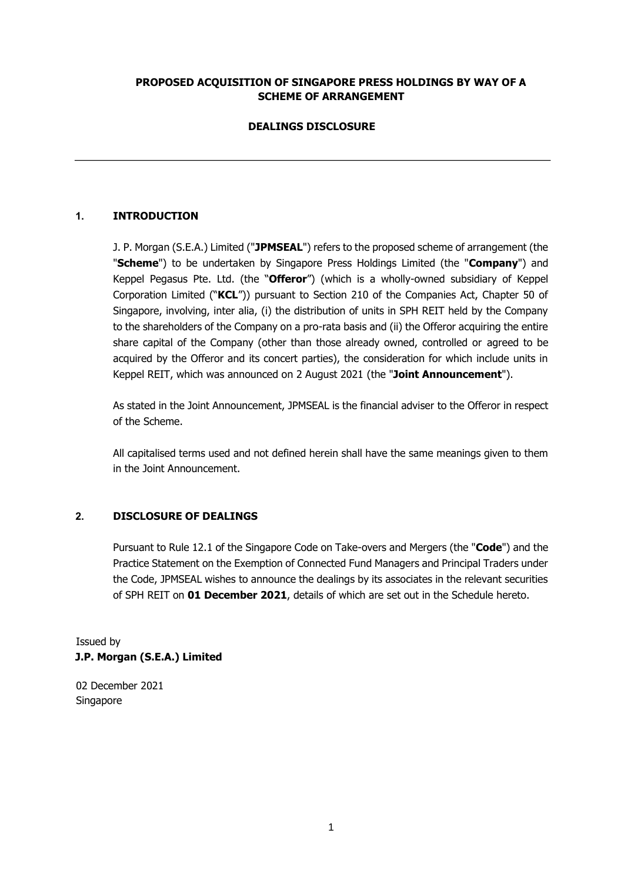**PROPOSED ACQUISITION OF SINGAPORE PRESS HOLDINGS BY WAY OF A SCHEME OF ARRANGEMENT**

**DEALINGS DISCLOSURE**

---

## 1. INTRODUCTION

J. P. Morgan (S.E.A.) Limited ("**JPMSEAL**") refers to the proposed scheme of arrangement (the "**Scheme**") to be undertaken by Singapore Press Holdings Limited (the "**Company**") and Keppel Pegasus Pte. Ltd. (the "**Offeror**") (which is a wholly-owned subsidiary of Keppel Corporation Limited ("**KCL**")) pursuant to Section 210 of the Companies Act, Chapter 50 of Singapore, involving, inter alia, (i) the distribution of units in SPH REIT held by the Company to the shareholders of the Company on a pro-rata basis and (ii) the Offeror acquiring the entire share capital of the Company (other than those already owned, controlled or agreed to be acquired by the Offeror and its concert parties), the consideration for which include units in Keppel REIT, which was announced on 2 August 2021 (the "**Joint Announcement**").

As stated in the Joint Announcement, JPMSEAL is the financial adviser to the Offeror in respect of the Scheme.

All capitalised terms used and not defined herein shall have the same meanings given to them in the Joint Announcement.

## 2. DISCLOSURE OF DEALINGS

Pursuant to Rule 12.1 of the Singapore Code on Take-overs and Mergers (the "**Code**") and the Practice Statement on the Exemption of Connected Fund Managers and Principal Traders under the Code, JPMSEAL wishes to announce the dealings by its associates in the relevant securities of SPH REIT on **01 December 2021**, details of which are set out in the Schedule hereto.

Issued by
**J.P. Morgan (S.E.A.) Limited**

02 December 2021
Singapore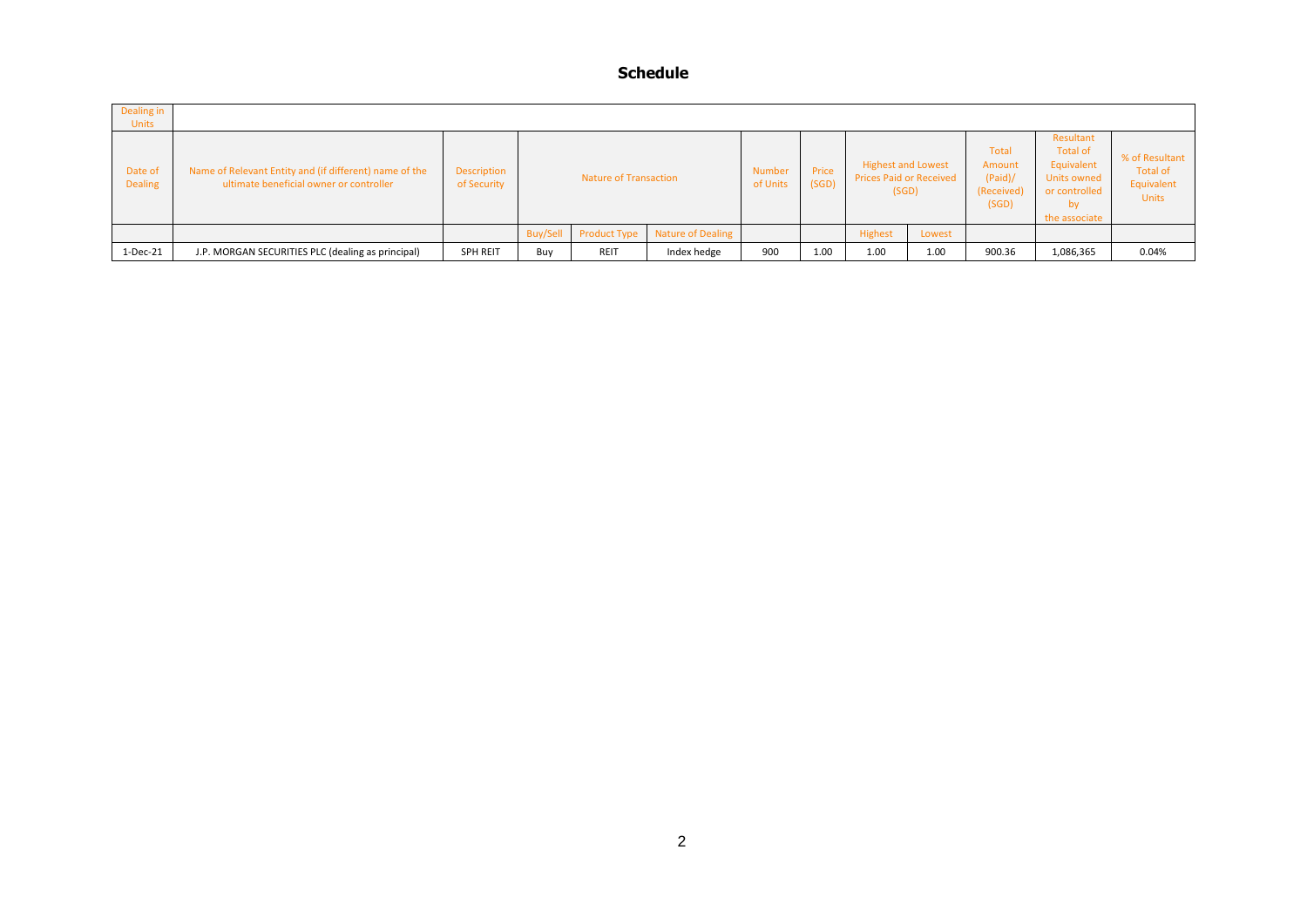## Schedule

| Dealing in Units | | | | | | | | | | | | |
|---|---|---|---|---|---|---|---|---|---|---|---|---|
| Date of Dealing | Name of Relevant Entity and (if different) name of the ultimate beneficial owner or controller | Description of Security | Nature of Transaction | | | Number of Units | Price (SGD) | Highest and Lowest Prices Paid or Received (SGD) | | Total Amount (Paid)/ (Received) (SGD) | Resultant Total of Equivalent Units owned or controlled by the associate | % of Resultant Total of Equivalent Units |
| | | | Buy/Sell | Product Type | Nature of Dealing | | | Highest | Lowest | | | |
| 1-Dec-21 | J.P. MORGAN SECURITIES PLC (dealing as principal) | SPH REIT | Buy | REIT | Index hedge | 900 | 1.00 | 1.00 | 1.00 | 900.36 | 1,086,365 | 0.04% |